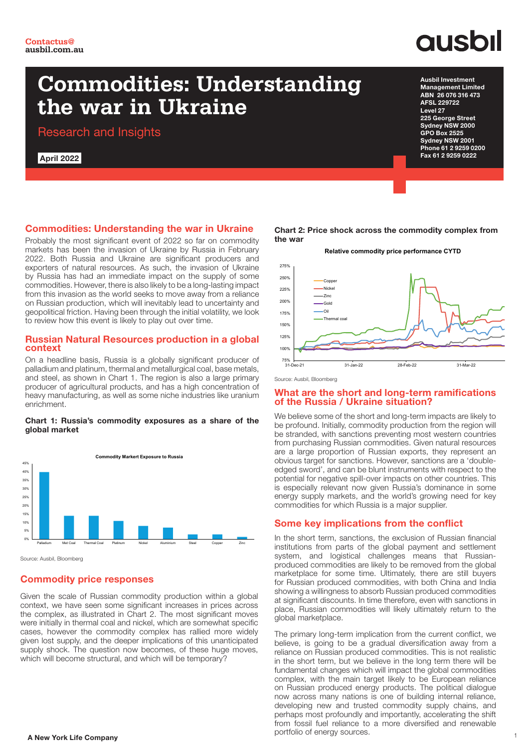Contactus@
ausbil.com.au

ausbil

# Commodities: Understanding the war in Ukraine

Research and Insights

**April 2022**

**Ausbil Investment Management Limited**
**ABN 26 076 316 473**
**AFSL 229722**
**Level 27**
**225 George Street**
**Sydney NSW 2000**
**GPO Box 2525**
**Sydney NSW 2001**
**Phone 61 2 9259 0200**
**Fax 61 2 9259 0222**

## Commodities: Understanding the war in Ukraine

Probably the most significant event of 2022 so far on commodity markets has been the invasion of Ukraine by Russia in February 2022. Both Russia and Ukraine are significant producers and exporters of natural resources. As such, the invasion of Ukraine by Russia has had an immediate impact on the supply of some commodities. However, there is also likely to be a long-lasting impact from this invasion as the world seeks to move away from a reliance on Russian production, which will inevitably lead to uncertainty and geopolitical friction. Having been through the initial volatility, we look to review how this event is likely to play out over time.

## Russian Natural Resources production in a global context

On a headline basis, Russia is a globally significant producer of palladium and platinum, thermal and metallurgical coal, base metals, and steel, as shown in Chart 1. The region is also a large primary producer of agricultural products, and has a high concentration of heavy manufacturing, as well as some niche industries like uranium enrichment.

**Chart 1: Russia's commodity exposures as a share of the global market**

Source: Ausbil, Bloomberg

## Commodity price responses

Given the scale of Russian commodity production within a global context, we have seen some significant increases in prices across the complex, as illustrated in Chart 2. The most significant moves were initially in thermal coal and nickel, which are somewhat specific cases, however the commodity complex has rallied more widely given lost supply, and the deeper implications of this unanticipated supply shock. The question now becomes, of these huge moves, which will become structural, and which will be temporary?

**Chart 2: Price shock across the commodity complex from the war**

Source: Ausbil, Bloomberg

## What are the short and long-term ramifications of the Russia / Ukraine situation?

We believe some of the short and long-term impacts are likely to be profound. Initially, commodity production from the region will be stranded, with sanctions preventing most western countries from purchasing Russian commodities. Given natural resources are a large proportion of Russian exports, they represent an obvious target for sanctions. However, sanctions are a 'double-edged sword', and can be blunt instruments with respect to the potential for negative spill-over impacts on other countries. This is especially relevant now given Russia's dominance in some energy supply markets, and the world's growing need for key commodities for which Russia is a major supplier.

## Some key implications from the conflict

In the short term, sanctions, the exclusion of Russian financial institutions from parts of the global payment and settlement system, and logistical challenges means that Russian-produced commodities are likely to be removed from the global marketplace for some time. Ultimately, there are still buyers for Russian produced commodities, with both China and India showing a willingness to absorb Russian produced commodities at significant discounts. In time therefore, even with sanctions in place, Russian commodities will likely ultimately return to the global marketplace.

The primary long-term implication from the current conflict, we believe, is going to be a gradual diversification away from a reliance on Russian produced commodities. This is not realistic in the short term, but we believe in the long term there will be fundamental changes which will impact the global commodities complex, with the main target likely to be European reliance on Russian produced energy products. The political dialogue now across many nations is one of building internal reliance, developing new and trusted commodity supply chains, and perhaps most profoundly and importantly, accelerating the shift from fossil fuel reliance to a more diversified and renewable portfolio of energy sources.

**A New York Life Company**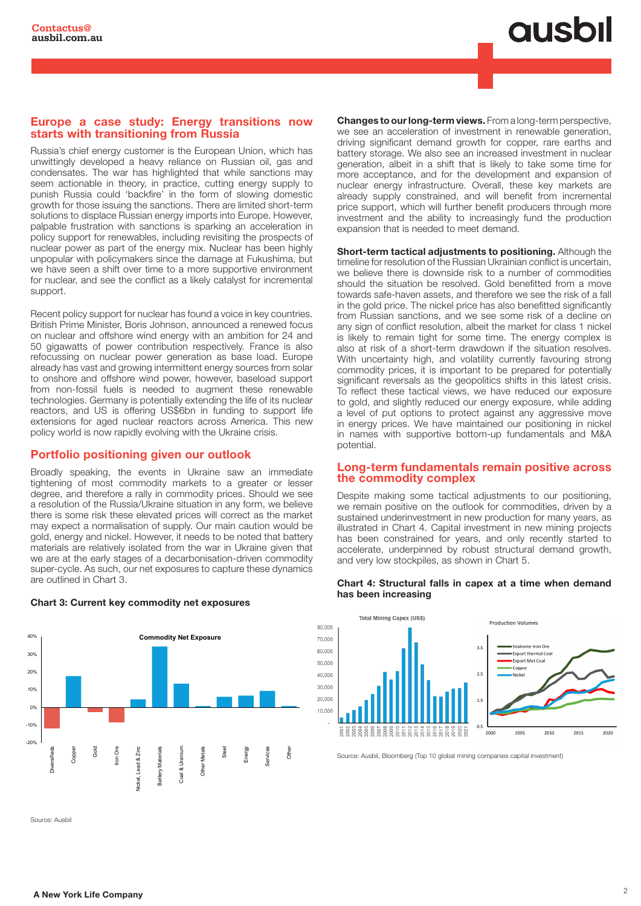## Europe a case study: Energy transitions now starts with transitioning from Russia

Russia's chief energy customer is the European Union, which has unwittingly developed a heavy reliance on Russian oil, gas and condensates. The war has highlighted that while sanctions may seem actionable in theory, in practice, cutting energy supply to punish Russia could 'backfire' in the form of slowing domestic growth for those issuing the sanctions. There are limited short-term solutions to displace Russian energy imports into Europe. However, palpable frustration with sanctions is sparking an acceleration in policy support for renewables, including revisiting the prospects of nuclear power as part of the energy mix. Nuclear has been highly unpopular with policymakers since the damage at Fukushima, but we have seen a shift over time to a more supportive environment for nuclear, and see the conflict as a likely catalyst for incremental support.

Recent policy support for nuclear has found a voice in key countries. British Prime Minister, Boris Johnson, announced a renewed focus on nuclear and offshore wind energy with an ambition for 24 and 50 gigawatts of power contribution respectively. France is also refocussing on nuclear power generation as base load. Europe already has vast and growing intermittent energy sources from solar to onshore and offshore wind power, however, baseload support from non-fossil fuels is needed to augment these renewable technologies. Germany is potentially extending the life of its nuclear reactors, and US is offering US$6bn in funding to support life extensions for aged nuclear reactors across America. This new policy world is now rapidly evolving with the Ukraine crisis.

## Portfolio positioning given our outlook

Broadly speaking, the events in Ukraine saw an immediate tightening of most commodity markets to a greater or lesser degree, and therefore a rally in commodity prices. Should we see a resolution of the Russia/Ukraine situation in any form, we believe there is some risk these elevated prices will correct as the market may expect a normalisation of supply. Our main caution would be gold, energy and nickel. However, it needs to be noted that battery materials are relatively isolated from the war in Ukraine given that we are at the early stages of a decarbonisation-driven commodity super-cycle. As such, our net exposures to capture these dynamics are outlined in Chart 3.

**Chart 3: Current key commodity net exposures**

Source: Ausbil

**Changes to our long-term views.** From a long-term perspective, we see an acceleration of investment in renewable generation, driving significant demand growth for copper, rare earths and battery storage. We also see an increased investment in nuclear generation, albeit in a shift that is likely to take some time for more acceptance, and for the development and expansion of nuclear energy infrastructure. Overall, these key markets are already supply constrained, and will benefit from incremental price support, which will further benefit producers through more investment and the ability to increasingly fund the production expansion that is needed to meet demand.

**Short-term tactical adjustments to positioning.** Although the timeline for resolution of the Russian Ukrainian conflict is uncertain, we believe there is downside risk to a number of commodities should the situation be resolved. Gold benefitted from a move towards safe-haven assets, and therefore we see the risk of a fall in the gold price. The nickel price has also benefitted significantly from Russian sanctions, and we see some risk of a decline on any sign of conflict resolution, albeit the market for class 1 nickel is likely to remain tight for some time. The energy complex is also at risk of a short-term drawdown if the situation resolves. With uncertainty high, and volatility currently favouring strong commodity prices, it is important to be prepared for potentially significant reversals as the geopolitics shifts in this latest crisis. To reflect these tactical views, we have reduced our exposure to gold, and slightly reduced our energy exposure, while adding a level of put options to protect against any aggressive move in energy prices. We have maintained our positioning in nickel in names with supportive bottom-up fundamentals and M&A potential.

## Long-term fundamentals remain positive across the commodity complex

Despite making some tactical adjustments to our positioning, we remain positive on the outlook for commodities, driven by a sustained underinvestment in new production for many years, as illustrated in Chart 4. Capital investment in new mining projects has been constrained for years, and only recently started to accelerate, underpinned by robust structural demand growth, and very low stockpiles, as shown in Chart 5.

**Chart 4: Structural falls in capex at a time when demand has been increasing**

Source: Ausbil, Bloomberg (Top 10 global mining companies capital investment)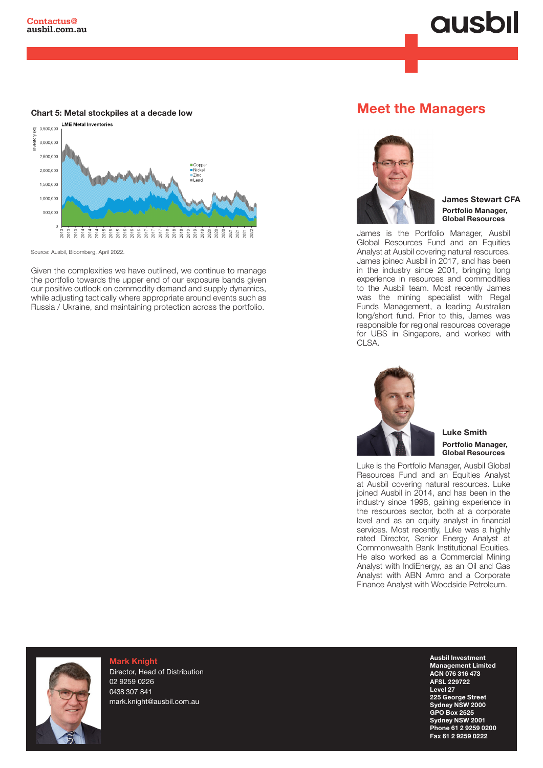Contactus@
ausbil.com.au

**Chart 5: Metal stockpiles at a decade low**

Source: Ausbil, Bloomberg, April 2022.

Given the complexities we have outlined, we continue to manage the portfolio towards the upper end of our exposure bands given our positive outlook on commodity demand and supply dynamics, while adjusting tactically where appropriate around events such as Russia / Ukraine, and maintaining protection across the portfolio.

## Meet the Managers

**James Stewart CFA**
**Portfolio Manager, Global Resources**

James is the Portfolio Manager, Ausbil Global Resources Fund and an Equities Analyst at Ausbil covering natural resources. James joined Ausbil in 2017, and has been in the industry since 2001, bringing long experience in resources and commodities to the Ausbil team. Most recently James was the mining specialist with Regal Funds Management, a leading Australian long/short fund. Prior to this, James was responsible for regional resources coverage for UBS in Singapore, and worked with CLSA.

**Luke Smith**
**Portfolio Manager, Global Resources**

Luke is the Portfolio Manager, Ausbil Global Resources Fund and an Equities Analyst at Ausbil covering natural resources. Luke joined Ausbil in 2014, and has been in the industry since 1998, gaining experience in the resources sector, both at a corporate level and as an equity analyst in financial services. Most recently, Luke was a highly rated Director, Senior Energy Analyst at Commonwealth Bank Institutional Equities. He also worked as a Commercial Mining Analyst with IndiEnergy, as an Oil and Gas Analyst with ABN Amro and a Corporate Finance Analyst with Woodside Petroleum.

**Mark Knight**
Director, Head of Distribution
02 9259 0226
0438 307 841
mark.knight@ausbil.com.au

**Ausbil Investment Management Limited**
**ACN 076 316 473**
**AFSL 229722**
**Level 27**
**225 George Street**
**Sydney NSW 2000**
**GPO Box 2525**
**Sydney NSW 2001**
**Phone 61 2 9259 0200**
**Fax 61 2 9259 0222**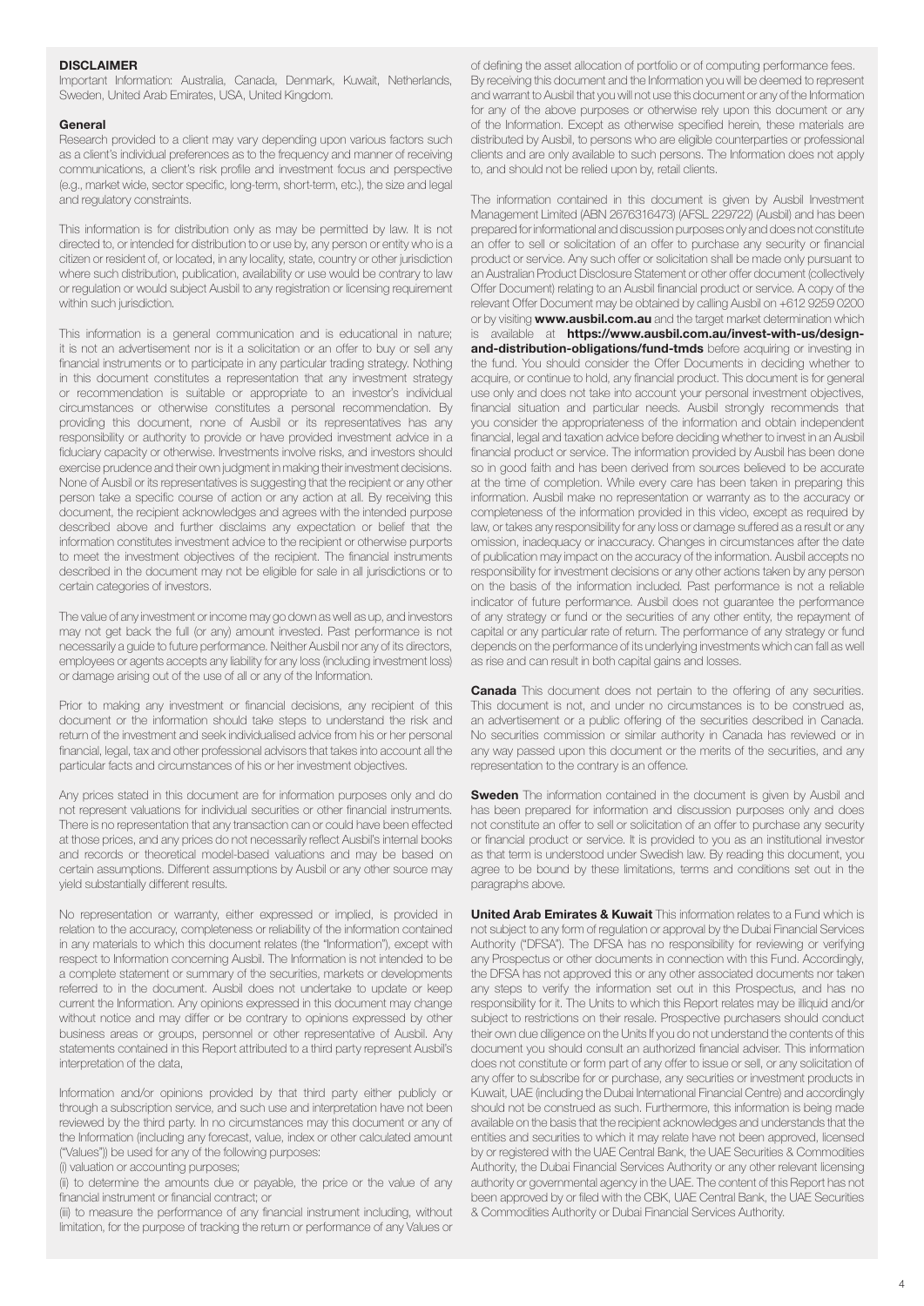**DISCLAIMER**

Important Information: Australia, Canada, Denmark, Kuwait, Netherlands, Sweden, United Arab Emirates, USA, United Kingdom.

**General**

Research provided to a client may vary depending upon various factors such as a client's individual preferences as to the frequency and manner of receiving communications, a client's risk profile and investment focus and perspective (e.g., market wide, sector specific, long-term, short-term, etc.), the size and legal and regulatory constraints.

This information is for distribution only as may be permitted by law. It is not directed to, or intended for distribution to or use by, any person or entity who is a citizen or resident of, or located, in any locality, state, country or other jurisdiction where such distribution, publication, availability or use would be contrary to law or regulation or would subject Ausbil to any registration or licensing requirement within such jurisdiction.

This information is a general communication and is educational in nature; it is not an advertisement nor is it a solicitation or an offer to buy or sell any financial instruments or to participate in any particular trading strategy. Nothing in this document constitutes a representation that any investment strategy or recommendation is suitable or appropriate to an investor's individual circumstances or otherwise constitutes a personal recommendation. By providing this document, none of Ausbil or its representatives has any responsibility or authority to provide or have provided investment advice in a fiduciary capacity or otherwise. Investments involve risks, and investors should exercise prudence and their own judgment in making their investment decisions. None of Ausbil or its representatives is suggesting that the recipient or any other person take a specific course of action or any action at all. By receiving this document, the recipient acknowledges and agrees with the intended purpose described above and further disclaims any expectation or belief that the information constitutes investment advice to the recipient or otherwise purports to meet the investment objectives of the recipient. The financial instruments described in the document may not be eligible for sale in all jurisdictions or to certain categories of investors.

The value of any investment or income may go down as well as up, and investors may not get back the full (or any) amount invested. Past performance is not necessarily a guide to future performance. Neither Ausbil nor any of its directors, employees or agents accepts any liability for any loss (including investment loss) or damage arising out of the use of all or any of the Information.

Prior to making any investment or financial decisions, any recipient of this document or the information should take steps to understand the risk and return of the investment and seek individualised advice from his or her personal financial, legal, tax and other professional advisors that takes into account all the particular facts and circumstances of his or her investment objectives.

Any prices stated in this document are for information purposes only and do not represent valuations for individual securities or other financial instruments. There is no representation that any transaction can or could have been effected at those prices, and any prices do not necessarily reflect Ausbil's internal books and records or theoretical model-based valuations and may be based on certain assumptions. Different assumptions by Ausbil or any other source may yield substantially different results.

No representation or warranty, either expressed or implied, is provided in relation to the accuracy, completeness or reliability of the information contained in any materials to which this document relates (the "Information"), except with respect to Information concerning Ausbil. The Information is not intended to be a complete statement or summary of the securities, markets or developments referred to in the document. Ausbil does not undertake to update or keep current the Information. Any opinions expressed in this document may change without notice and may differ or be contrary to opinions expressed by other business areas or groups, personnel or other representative of Ausbil. Any statements contained in this Report attributed to a third party represent Ausbil's interpretation of the data,

Information and/or opinions provided by that third party either publicly or through a subscription service, and such use and interpretation have not been reviewed by the third party. In no circumstances may this document or any of the Information (including any forecast, value, index or other calculated amount ("Values")) be used for any of the following purposes:

(i) valuation or accounting purposes;

(ii) to determine the amounts due or payable, the price or the value of any financial instrument or financial contract; or

(iii) to measure the performance of any financial instrument including, without limitation, for the purpose of tracking the return or performance of any Values or of defining the asset allocation of portfolio or of computing performance fees. By receiving this document and the Information you will be deemed to represent and warrant to Ausbil that you will not use this document or any of the Information for any of the above purposes or otherwise rely upon this document or any of the Information. Except as otherwise specified herein, these materials are distributed by Ausbil, to persons who are eligible counterparties or professional clients and are only available to such persons. The Information does not apply to, and should not be relied upon by, retail clients.

The information contained in this document is given by Ausbil Investment Management Limited (ABN 2676316473) (AFSL 229722) (Ausbil) and has been prepared for informational and discussion purposes only and does not constitute an offer to sell or solicitation of an offer to purchase any security or financial product or service. Any such offer or solicitation shall be made only pursuant to an Australian Product Disclosure Statement or other offer document (collectively Offer Document) relating to an Ausbil financial product or service. A copy of the relevant Offer Document may be obtained by calling Ausbil on +612 9259 0200 or by visiting **www.ausbil.com.au** and the target market determination which is available at **https://www.ausbil.com.au/invest-with-us/design-and-distribution-obligations/fund-tmds** before acquiring or investing in the fund. You should consider the Offer Documents in deciding whether to acquire, or continue to hold, any financial product. This document is for general use only and does not take into account your personal investment objectives, financial situation and particular needs. Ausbil strongly recommends that you consider the appropriateness of the information and obtain independent financial, legal and taxation advice before deciding whether to invest in an Ausbil financial product or service. The information provided by Ausbil has been done so in good faith and has been derived from sources believed to be accurate at the time of completion. While every care has been taken in preparing this information. Ausbil make no representation or warranty as to the accuracy or completeness of the information provided in this video, except as required by law, or takes any responsibility for any loss or damage suffered as a result or any omission, inadequacy or inaccuracy. Changes in circumstances after the date of publication may impact on the accuracy of the information. Ausbil accepts no responsibility for investment decisions or any other actions taken by any person on the basis of the information included. Past performance is not a reliable indicator of future performance. Ausbil does not guarantee the performance of any strategy or fund or the securities of any other entity, the repayment of capital or any particular rate of return. The performance of any strategy or fund depends on the performance of its underlying investments which can fall as well as rise and can result in both capital gains and losses.

**Canada** This document does not pertain to the offering of any securities. This document is not, and under no circumstances is to be construed as, an advertisement or a public offering of the securities described in Canada. No securities commission or similar authority in Canada has reviewed or in any way passed upon this document or the merits of the securities, and any representation to the contrary is an offence.

**Sweden** The information contained in the document is given by Ausbil and has been prepared for information and discussion purposes only and does not constitute an offer to sell or solicitation of an offer to purchase any security or financial product or service. It is provided to you as an institutional investor as that term is understood under Swedish law. By reading this document, you agree to be bound by these limitations, terms and conditions set out in the paragraphs above.

**United Arab Emirates & Kuwait** This information relates to a Fund which is not subject to any form of regulation or approval by the Dubai Financial Services Authority ("DFSA"). The DFSA has no responsibility for reviewing or verifying any Prospectus or other documents in connection with this Fund. Accordingly, the DFSA has not approved this or any other associated documents nor taken any steps to verify the information set out in this Prospectus, and has no responsibility for it. The Units to which this Report relates may be illiquid and/or subject to restrictions on their resale. Prospective purchasers should conduct their own due diligence on the Units If you do not understand the contents of this document you should consult an authorized financial adviser. This information does not constitute or form part of any offer to issue or sell, or any solicitation of any offer to subscribe for or purchase, any securities or investment products in Kuwait, UAE (including the Dubai International Financial Centre) and accordingly should not be construed as such. Furthermore, this information is being made available on the basis that the recipient acknowledges and understands that the entities and securities to which it may relate have not been approved, licensed by or registered with the UAE Central Bank, the UAE Securities & Commodities Authority, the Dubai Financial Services Authority or any other relevant licensing authority or governmental agency in the UAE. The content of this Report has not been approved by or filed with the CBK, UAE Central Bank, the UAE Securities & Commodities Authority or Dubai Financial Services Authority.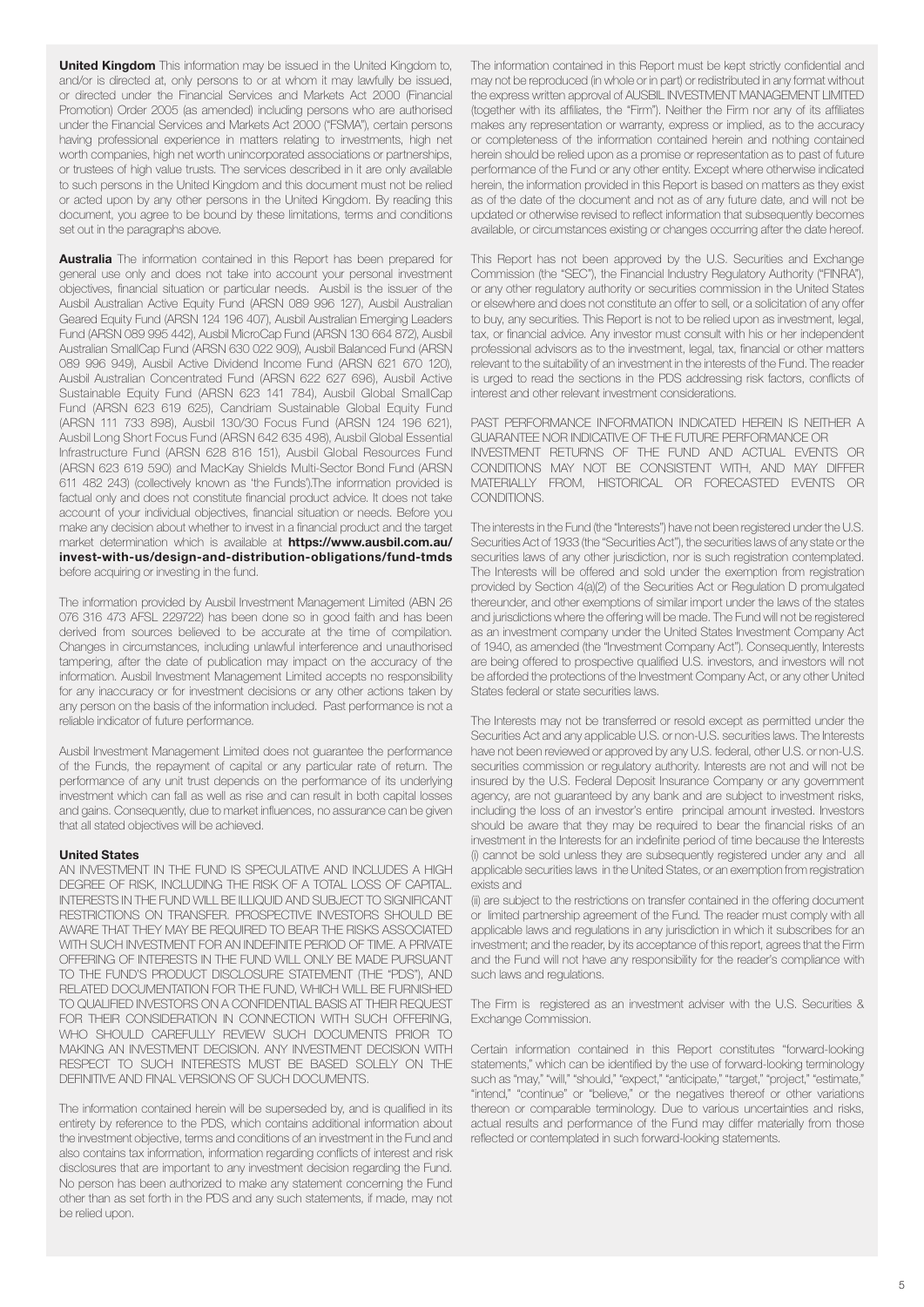**United Kingdom** This information may be issued in the United Kingdom to, and/or is directed at, only persons to or at whom it may lawfully be issued, or directed under the Financial Services and Markets Act 2000 (Financial Promotion) Order 2005 (as amended) including persons who are authorised under the Financial Services and Markets Act 2000 ("FSMA"), certain persons having professional experience in matters relating to investments, high net worth companies, high net worth unincorporated associations or partnerships, or trustees of high value trusts. The services described in it are only available to such persons in the United Kingdom and this document must not be relied or acted upon by any other persons in the United Kingdom. By reading this document, you agree to be bound by these limitations, terms and conditions set out in the paragraphs above.

**Australia** The information contained in this Report has been prepared for general use only and does not take into account your personal investment objectives, financial situation or particular needs. Ausbil is the issuer of the Ausbil Australian Active Equity Fund (ARSN 089 996 127), Ausbil Australian Geared Equity Fund (ARSN 124 196 407), Ausbil Australian Emerging Leaders Fund (ARSN 089 995 442), Ausbil MicroCap Fund (ARSN 130 664 872), Ausbil Australian SmallCap Fund (ARSN 630 022 909), Ausbil Balanced Fund (ARSN 089 996 949), Ausbil Active Dividend Income Fund (ARSN 621 670 120), Ausbil Australian Concentrated Fund (ARSN 622 627 696), Ausbil Active Sustainable Equity Fund (ARSN 623 141 784), Ausbil Global SmallCap Fund (ARSN 623 619 625), Candriam Sustainable Global Equity Fund (ARSN 111 733 898), Ausbil 130/30 Focus Fund (ARSN 124 196 621), Ausbil Long Short Focus Fund (ARSN 642 635 498), Ausbil Global Essential Infrastructure Fund (ARSN 628 816 151), Ausbil Global Resources Fund (ARSN 623 619 590) and MacKay Shields Multi-Sector Bond Fund (ARSN 611 482 243) (collectively known as 'the Funds').The information provided is factual only and does not constitute financial product advice. It does not take account of your individual objectives, financial situation or needs. Before you make any decision about whether to invest in a financial product and the target market determination which is available at **https://www.ausbil.com.au/invest-with-us/design-and-distribution-obligations/fund-tmds** before acquiring or investing in the fund.

The information provided by Ausbil Investment Management Limited (ABN 26 076 316 473 AFSL 229722) has been done so in good faith and has been derived from sources believed to be accurate at the time of compilation. Changes in circumstances, including unlawful interference and unauthorised tampering, after the date of publication may impact on the accuracy of the information. Ausbil Investment Management Limited accepts no responsibility for any inaccuracy or for investment decisions or any other actions taken by any person on the basis of the information included. Past performance is not a reliable indicator of future performance.

Ausbil Investment Management Limited does not guarantee the performance of the Funds, the repayment of capital or any particular rate of return. The performance of any unit trust depends on the performance of its underlying investment which can fall as well as rise and can result in both capital losses and gains. Consequently, due to market influences, no assurance can be given that all stated objectives will be achieved.

**United States**

AN INVESTMENT IN THE FUND IS SPECULATIVE AND INCLUDES A HIGH DEGREE OF RISK, INCLUDING THE RISK OF A TOTAL LOSS OF CAPITAL. INTERESTS IN THE FUND WILL BE ILLIQUID AND SUBJECT TO SIGNIFICANT RESTRICTIONS ON TRANSFER. PROSPECTIVE INVESTORS SHOULD BE AWARE THAT THEY MAY BE REQUIRED TO BEAR THE RISKS ASSOCIATED WITH SUCH INVESTMENT FOR AN INDEFINITE PERIOD OF TIME. A PRIVATE OFFERING OF INTERESTS IN THE FUND WILL ONLY BE MADE PURSUANT TO THE FUND'S PRODUCT DISCLOSURE STATEMENT (THE "PDS"), AND RELATED DOCUMENTATION FOR THE FUND, WHICH WILL BE FURNISHED TO QUALIFIED INVESTORS ON A CONFIDENTIAL BASIS AT THEIR REQUEST FOR THEIR CONSIDERATION IN CONNECTION WITH SUCH OFFERING, WHO SHOULD CAREFULLY REVIEW SUCH DOCUMENTS PRIOR TO MAKING AN INVESTMENT DECISION. ANY INVESTMENT DECISION WITH RESPECT TO SUCH INTERESTS MUST BE BASED SOLELY ON THE DEFINITIVE AND FINAL VERSIONS OF SUCH DOCUMENTS.

The information contained herein will be superseded by, and is qualified in its entirety by reference to the PDS, which contains additional information about the investment objective, terms and conditions of an investment in the Fund and also contains tax information, information regarding conflicts of interest and risk disclosures that are important to any investment decision regarding the Fund. No person has been authorized to make any statement concerning the Fund other than as set forth in the PDS and any such statements, if made, may not be relied upon.

The information contained in this Report must be kept strictly confidential and may not be reproduced (in whole or in part) or redistributed in any format without the express written approval of AUSBIL INVESTMENT MANAGEMENT LIMITED (together with its affiliates, the "Firm"). Neither the Firm nor any of its affiliates makes any representation or warranty, express or implied, as to the accuracy or completeness of the information contained herein and nothing contained herein should be relied upon as a promise or representation as to past of future performance of the Fund or any other entity. Except where otherwise indicated herein, the information provided in this Report is based on matters as they exist as of the date of the document and not as of any future date, and will not be updated or otherwise revised to reflect information that subsequently becomes available, or circumstances existing or changes occurring after the date hereof.

This Report has not been approved by the U.S. Securities and Exchange Commission (the "SEC"), the Financial Industry Regulatory Authority ("FINRA"), or any other regulatory authority or securities commission in the United States or elsewhere and does not constitute an offer to sell, or a solicitation of any offer to buy, any securities. This Report is not to be relied upon as investment, legal, tax, or financial advice. Any investor must consult with his or her independent professional advisors as to the investment, legal, tax, financial or other matters relevant to the suitability of an investment in the interests of the Fund. The reader is urged to read the sections in the PDS addressing risk factors, conflicts of interest and other relevant investment considerations.

PAST PERFORMANCE INFORMATION INDICATED HEREIN IS NEITHER A GUARANTEE NOR INDICATIVE OF THE FUTURE PERFORMANCE OR INVESTMENT RETURNS OF THE FUND AND ACTUAL EVENTS OR CONDITIONS MAY NOT BE CONSISTENT WITH, AND MAY DIFFER MATERIALLY FROM, HISTORICAL OR FORECASTED EVENTS OR CONDITIONS.

The interests in the Fund (the "Interests") have not been registered under the U.S. Securities Act of 1933 (the "Securities Act"), the securities laws of any state or the securities laws of any other jurisdiction, nor is such registration contemplated. The Interests will be offered and sold under the exemption from registration provided by Section 4(a)(2) of the Securities Act or Regulation D promulgated thereunder, and other exemptions of similar import under the laws of the states and jurisdictions where the offering will be made. The Fund will not be registered as an investment company under the United States Investment Company Act of 1940, as amended (the "Investment Company Act"). Consequently, Interests are being offered to prospective qualified U.S. investors, and investors will not be afforded the protections of the Investment Company Act, or any other United States federal or state securities laws.

The Interests may not be transferred or resold except as permitted under the Securities Act and any applicable U.S. or non-U.S. securities laws. The Interests have not been reviewed or approved by any U.S. federal, other U.S. or non-U.S. securities commission or regulatory authority. Interests are not and will not be insured by the U.S. Federal Deposit Insurance Company or any government agency, are not guaranteed by any bank and are subject to investment risks, including the loss of an investor's entire principal amount invested. Investors should be aware that they may be required to bear the financial risks of an investment in the Interests for an indefinite period of time because the Interests (i) cannot be sold unless they are subsequently registered under any and all applicable securities laws in the United States, or an exemption from registration exists and

(ii) are subject to the restrictions on transfer contained in the offering document or limited partnership agreement of the Fund. The reader must comply with all applicable laws and regulations in any jurisdiction in which it subscribes for an investment; and the reader, by its acceptance of this report, agrees that the Firm and the Fund will not have any responsibility for the reader's compliance with such laws and regulations.

The Firm is registered as an investment adviser with the U.S. Securities & Exchange Commission.

Certain information contained in this Report constitutes "forward-looking statements," which can be identified by the use of forward-looking terminology such as "may," "will," "should," "expect," "anticipate," "target," "project," "estimate," "intend," "continue" or "believe," or the negatives thereof or other variations thereon or comparable terminology. Due to various uncertainties and risks, actual results and performance of the Fund may differ materially from those reflected or contemplated in such forward-looking statements.